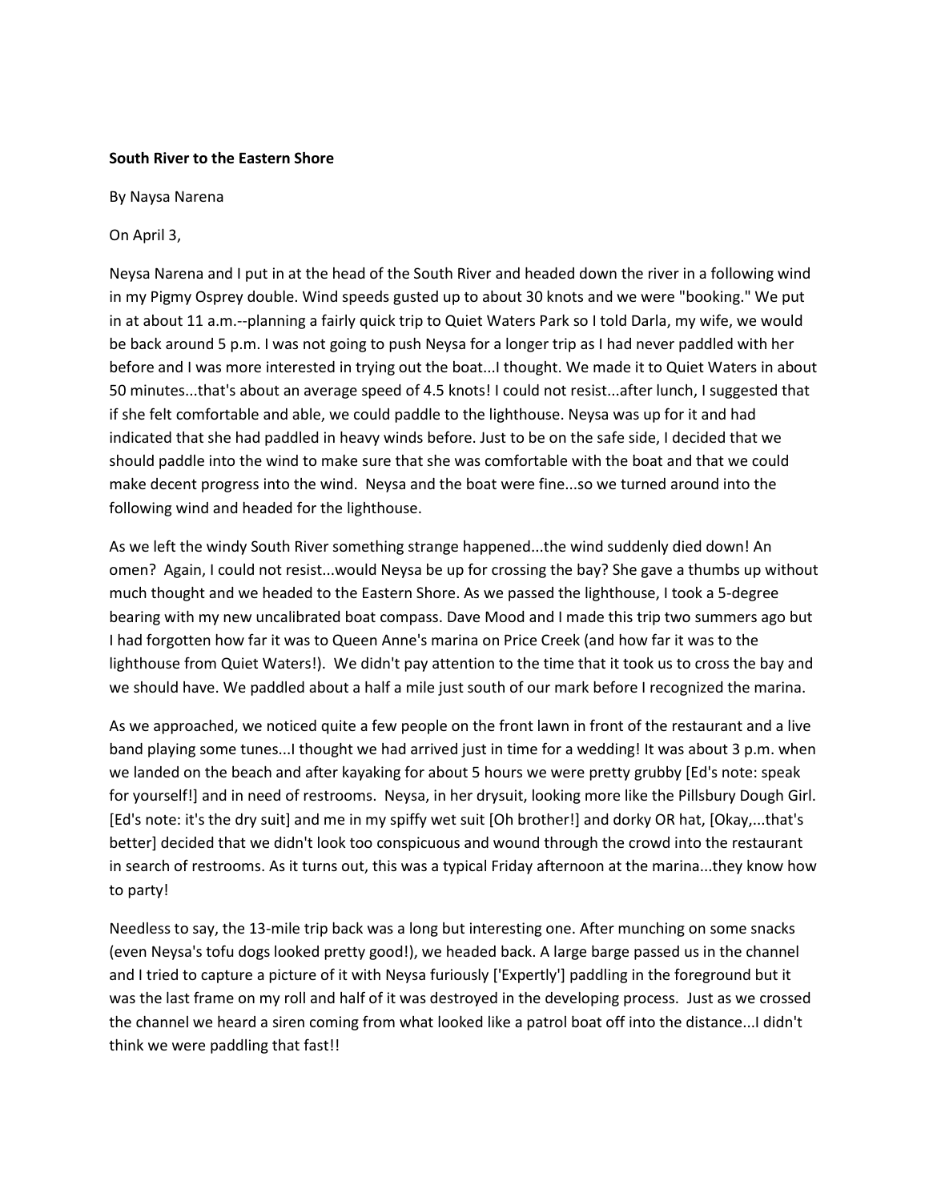**South River to the Eastern Shore**

By Naysa Narena

On April 3,

Neysa Narena and I put in at the head of the South River and headed down the river in a following wind in my Pigmy Osprey double. Wind speeds gusted up to about 30 knots and we were "booking." We put in at about 11 a.m.--planning a fairly quick trip to Quiet Waters Park so I told Darla, my wife, we would be back around 5 p.m. I was not going to push Neysa for a longer trip as I had never paddled with her before and I was more interested in trying out the boat...I thought. We made it to Quiet Waters in about 50 minutes...that's about an average speed of 4.5 knots! I could not resist...after lunch, I suggested that if she felt comfortable and able, we could paddle to the lighthouse. Neysa was up for it and had indicated that she had paddled in heavy winds before. Just to be on the safe side, I decided that we should paddle into the wind to make sure that she was comfortable with the boat and that we could make decent progress into the wind. Neysa and the boat were fine...so we turned around into the following wind and headed for the lighthouse.

As we left the windy South River something strange happened...the wind suddenly died down! An omen? Again, I could not resist...would Neysa be up for crossing the bay? She gave a thumbs up without much thought and we headed to the Eastern Shore. As we passed the lighthouse, I took a 5-degree bearing with my new uncalibrated boat compass. Dave Mood and I made this trip two summers ago but I had forgotten how far it was to Queen Anne's marina on Price Creek (and how far it was to the lighthouse from Quiet Waters!). We didn't pay attention to the time that it took us to cross the bay and we should have. We paddled about a half a mile just south of our mark before I recognized the marina.

As we approached, we noticed quite a few people on the front lawn in front of the restaurant and a live band playing some tunes...I thought we had arrived just in time for a wedding! It was about 3 p.m. when we landed on the beach and after kayaking for about 5 hours we were pretty grubby [Ed's note: speak for yourself!] and in need of restrooms. Neysa, in her drysuit, looking more like the Pillsbury Dough Girl. [Ed's note: it's the dry suit] and me in my spiffy wet suit [Oh brother!] and dorky OR hat, [Okay,...that's better] decided that we didn't look too conspicuous and wound through the crowd into the restaurant in search of restrooms. As it turns out, this was a typical Friday afternoon at the marina...they know how to party!

Needless to say, the 13-mile trip back was a long but interesting one. After munching on some snacks (even Neysa's tofu dogs looked pretty good!), we headed back. A large barge passed us in the channel and I tried to capture a picture of it with Neysa furiously ['Expertly'] paddling in the foreground but it was the last frame on my roll and half of it was destroyed in the developing process. Just as we crossed the channel we heard a siren coming from what looked like a patrol boat off into the distance...I didn't think we were paddling that fast!!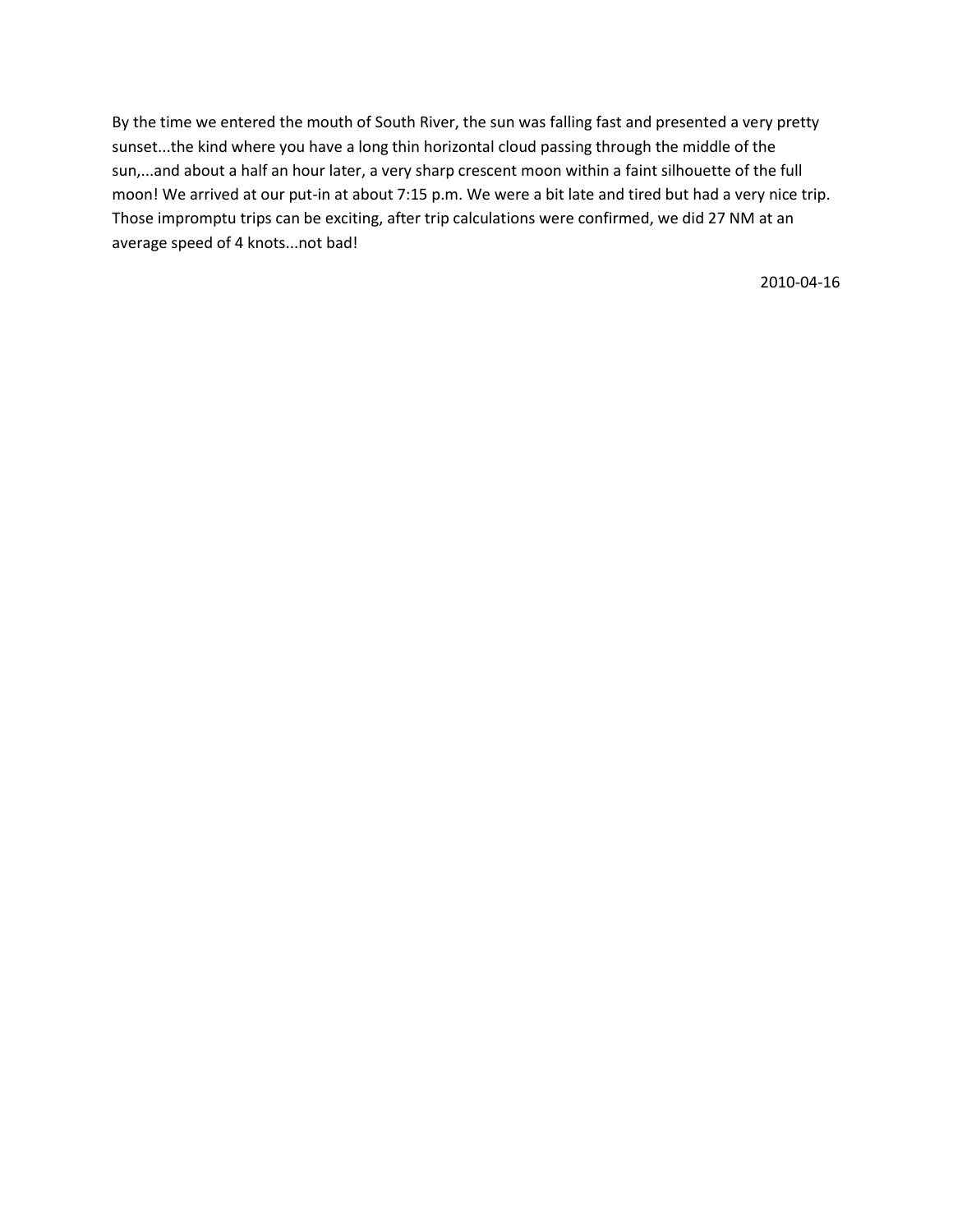By the time we entered the mouth of South River, the sun was falling fast and presented a very pretty sunset...the kind where you have a long thin horizontal cloud passing through the middle of the sun,...and about a half an hour later, a very sharp crescent moon within a faint silhouette of the full moon! We arrived at our put-in at about 7:15 p.m. We were a bit late and tired but had a very nice trip. Those impromptu trips can be exciting, after trip calculations were confirmed, we did 27 NM at an average speed of 4 knots...not bad!

2010-04-16